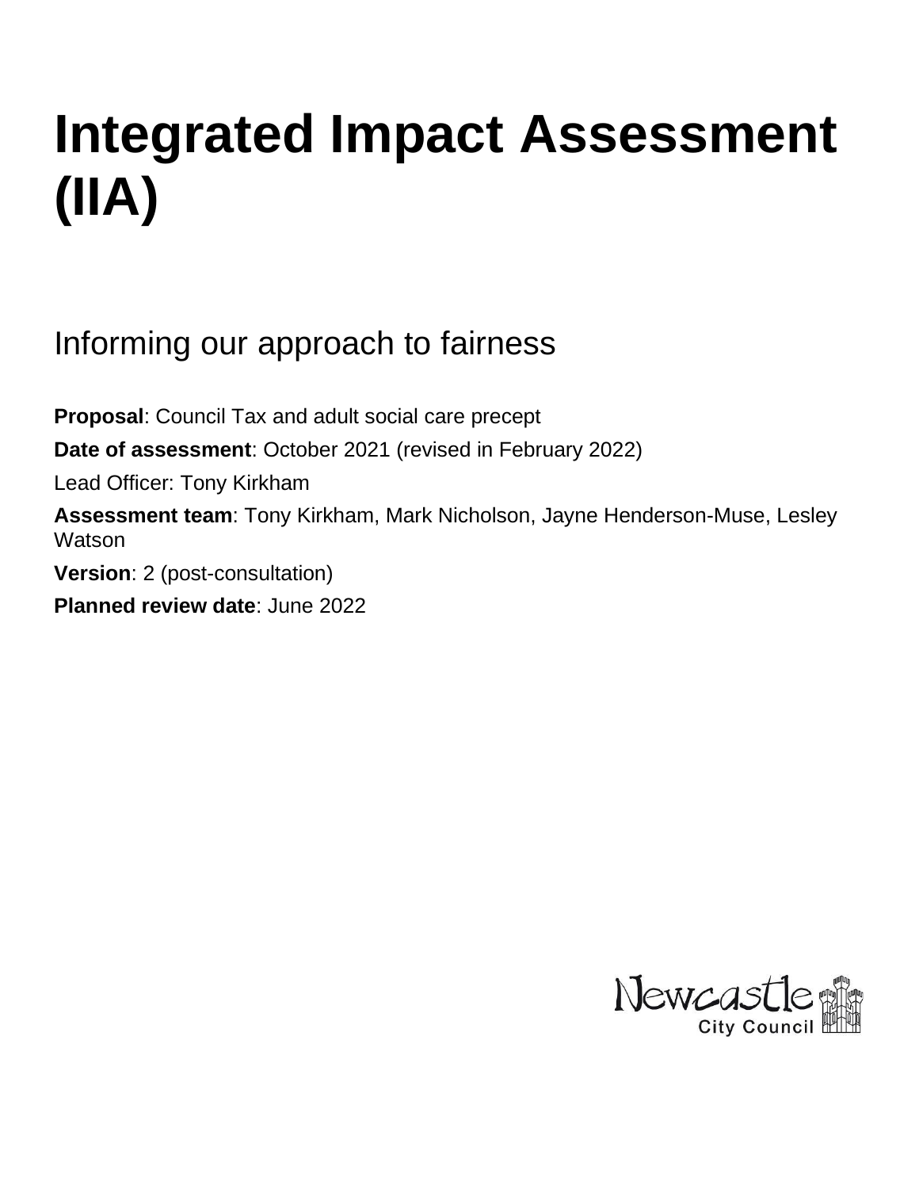# Integrated Impact Assessment (IIA)

## Informing our approach to fairness

**Proposal**: Council Tax and adult social care precept

**Date of assessment**: October 2021 (revised in February 2022)

Lead Officer: Tony Kirkham

**Assessment team**: Tony Kirkham, Mark Nicholson, Jayne Henderson-Muse, Lesley Watson

**Version**: 2 (post-consultation)

**Planned review date**: June 2022

Newcastle City Council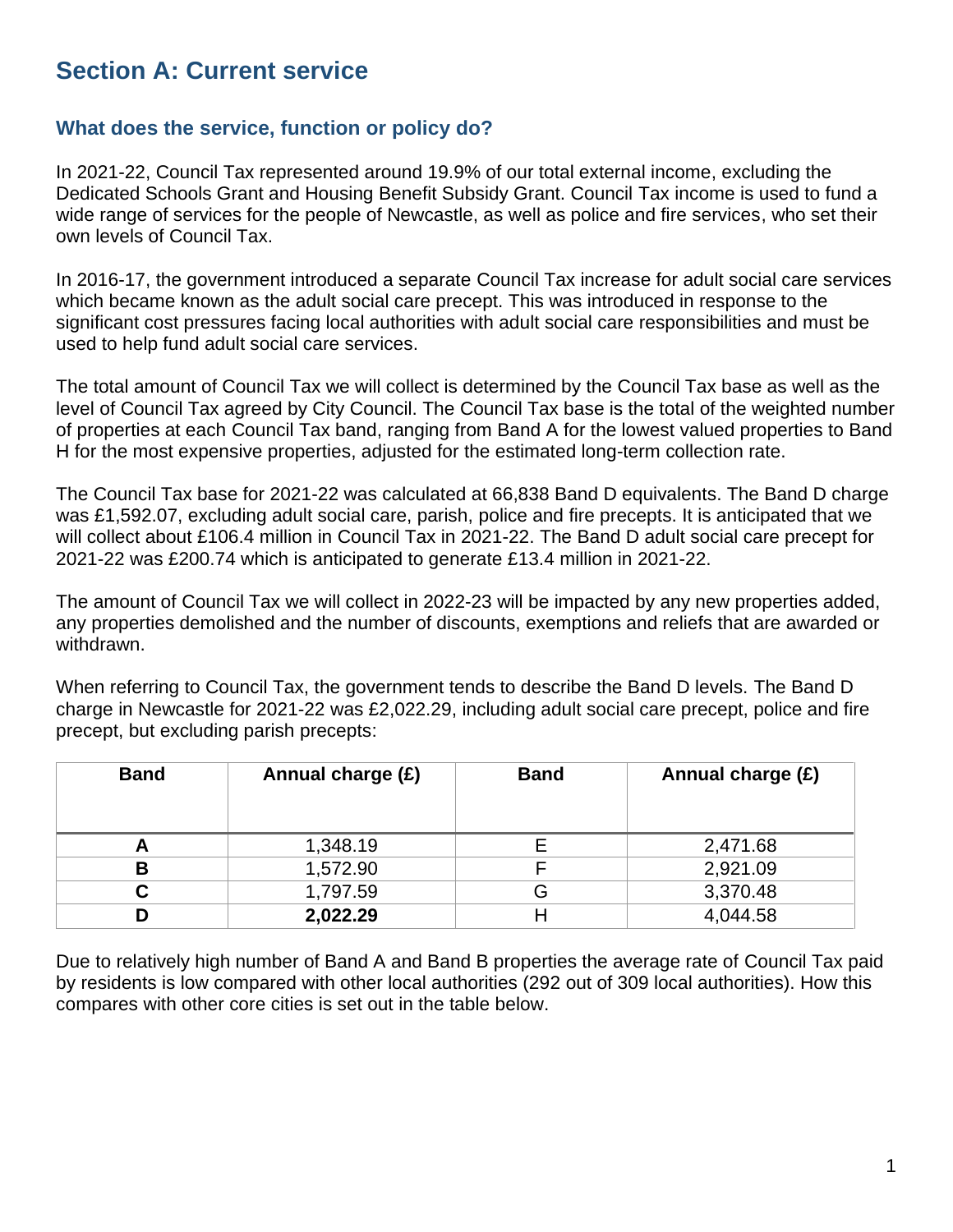## Section A: Current service

### What does the service, function or policy do?

In 2021-22, Council Tax represented around 19.9% of our total external income, excluding the Dedicated Schools Grant and Housing Benefit Subsidy Grant. Council Tax income is used to fund a wide range of services for the people of Newcastle, as well as police and fire services, who set their own levels of Council Tax.

In 2016-17, the government introduced a separate Council Tax increase for adult social care services which became known as the adult social care precept. This was introduced in response to the significant cost pressures facing local authorities with adult social care responsibilities and must be used to help fund adult social care services.

The total amount of Council Tax we will collect is determined by the Council Tax base as well as the level of Council Tax agreed by City Council. The Council Tax base is the total of the weighted number of properties at each Council Tax band, ranging from Band A for the lowest valued properties to Band H for the most expensive properties, adjusted for the estimated long-term collection rate.

The Council Tax base for 2021-22 was calculated at 66,838 Band D equivalents. The Band D charge was £1,592.07, excluding adult social care, parish, police and fire precepts. It is anticipated that we will collect about £106.4 million in Council Tax in 2021-22. The Band D adult social care precept for 2021-22 was £200.74 which is anticipated to generate £13.4 million in 2021-22.

The amount of Council Tax we will collect in 2022-23 will be impacted by any new properties added, any properties demolished and the number of discounts, exemptions and reliefs that are awarded or withdrawn.

When referring to Council Tax, the government tends to describe the Band D levels. The Band D charge in Newcastle for 2021-22 was £2,022.29, including adult social care precept, police and fire precept, but excluding parish precepts:

| Band | Annual charge (£) | Band | Annual charge (£) |
|---|---|---|---|
| **A** | 1,348.19 | E | 2,471.68 |
| **B** | 1,572.90 | F | 2,921.09 |
| **C** | 1,797.59 | G | 3,370.48 |
| **D** | **2,022.29** | H | 4,044.58 |

Due to relatively high number of Band A and Band B properties the average rate of Council Tax paid by residents is low compared with other local authorities (292 out of 309 local authorities). How this compares with other core cities is set out in the table below.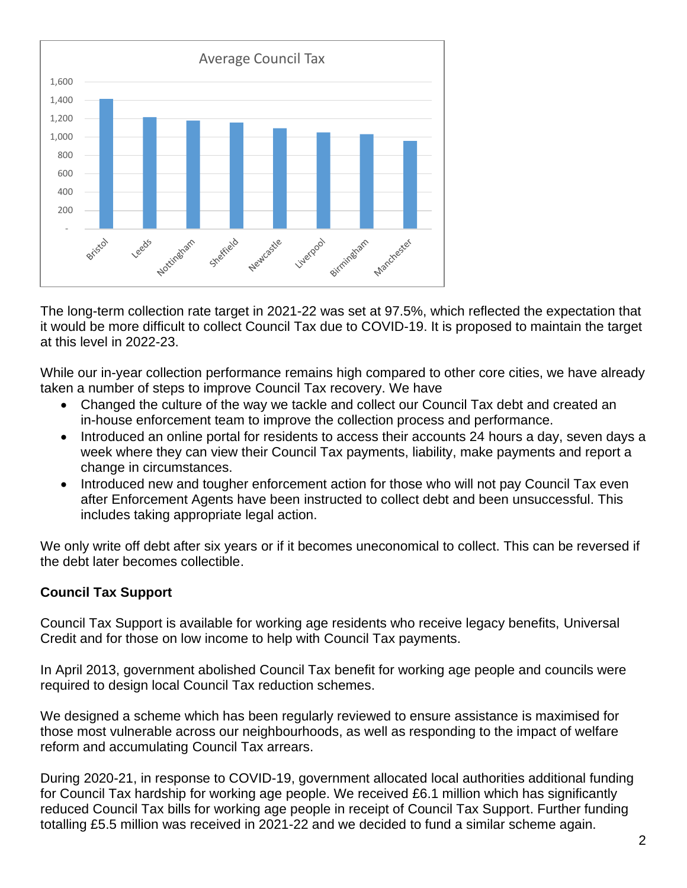Average Council Tax

| City | Average Council Tax |
| --- | --- |
| Bristol | ~1,410 |
| Leeds | ~1,210 |
| Nottingham | ~1,175 |
| Sheffield | ~1,155 |
| Newcastle | ~1,090 |
| Liverpool | ~1,045 |
| Birmingham | ~1,025 |
| Manchester | ~955 |

The long-term collection rate target in 2021-22 was set at 97.5%, which reflected the expectation that it would be more difficult to collect Council Tax due to COVID-19. It is proposed to maintain the target at this level in 2022-23.

While our in-year collection performance remains high compared to other core cities, we have already taken a number of steps to improve Council Tax recovery. We have

- Changed the culture of the way we tackle and collect our Council Tax debt and created an in-house enforcement team to improve the collection process and performance.
- Introduced an online portal for residents to access their accounts 24 hours a day, seven days a week where they can view their Council Tax payments, liability, make payments and report a change in circumstances.
- Introduced new and tougher enforcement action for those who will not pay Council Tax even after Enforcement Agents have been instructed to collect debt and been unsuccessful. This includes taking appropriate legal action.

We only write off debt after six years or if it becomes uneconomical to collect. This can be reversed if the debt later becomes collectible.

**Council Tax Support**

Council Tax Support is available for working age residents who receive legacy benefits, Universal Credit and for those on low income to help with Council Tax payments.

In April 2013, government abolished Council Tax benefit for working age people and councils were required to design local Council Tax reduction schemes.

We designed a scheme which has been regularly reviewed to ensure assistance is maximised for those most vulnerable across our neighbourhoods, as well as responding to the impact of welfare reform and accumulating Council Tax arrears.

During 2020-21, in response to COVID-19, government allocated local authorities additional funding for Council Tax hardship for working age people. We received £6.1 million which has significantly reduced Council Tax bills for working age people in receipt of Council Tax Support. Further funding totalling £5.5 million was received in 2021-22 and we decided to fund a similar scheme again.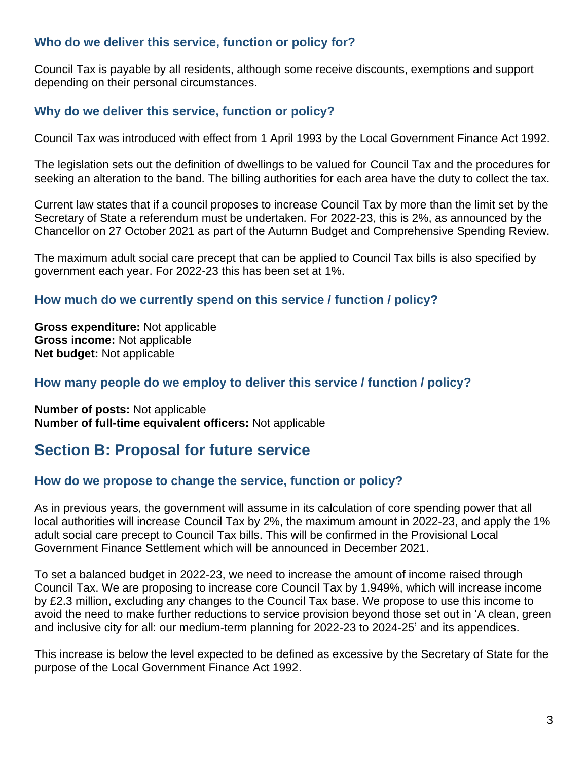### Who do we deliver this service, function or policy for?

Council Tax is payable by all residents, although some receive discounts, exemptions and support depending on their personal circumstances.

### Why do we deliver this service, function or policy?

Council Tax was introduced with effect from 1 April 1993 by the Local Government Finance Act 1992.

The legislation sets out the definition of dwellings to be valued for Council Tax and the procedures for seeking an alteration to the band. The billing authorities for each area have the duty to collect the tax.

Current law states that if a council proposes to increase Council Tax by more than the limit set by the Secretary of State a referendum must be undertaken. For 2022-23, this is 2%, as announced by the Chancellor on 27 October 2021 as part of the Autumn Budget and Comprehensive Spending Review.

The maximum adult social care precept that can be applied to Council Tax bills is also specified by government each year. For 2022-23 this has been set at 1%.

### How much do we currently spend on this service / function / policy?

**Gross expenditure:** Not applicable
**Gross income:** Not applicable
**Net budget:** Not applicable

### How many people do we employ to deliver this service / function / policy?

**Number of posts:** Not applicable
**Number of full-time equivalent officers:** Not applicable

## Section B: Proposal for future service

### How do we propose to change the service, function or policy?

As in previous years, the government will assume in its calculation of core spending power that all local authorities will increase Council Tax by 2%, the maximum amount in 2022-23, and apply the 1% adult social care precept to Council Tax bills. This will be confirmed in the Provisional Local Government Finance Settlement which will be announced in December 2021.

To set a balanced budget in 2022-23, we need to increase the amount of income raised through Council Tax. We are proposing to increase core Council Tax by 1.949%, which will increase income by £2.3 million, excluding any changes to the Council Tax base. We propose to use this income to avoid the need to make further reductions to service provision beyond those set out in 'A clean, green and inclusive city for all: our medium-term planning for 2022-23 to 2024-25' and its appendices.

This increase is below the level expected to be defined as excessive by the Secretary of State for the purpose of the Local Government Finance Act 1992.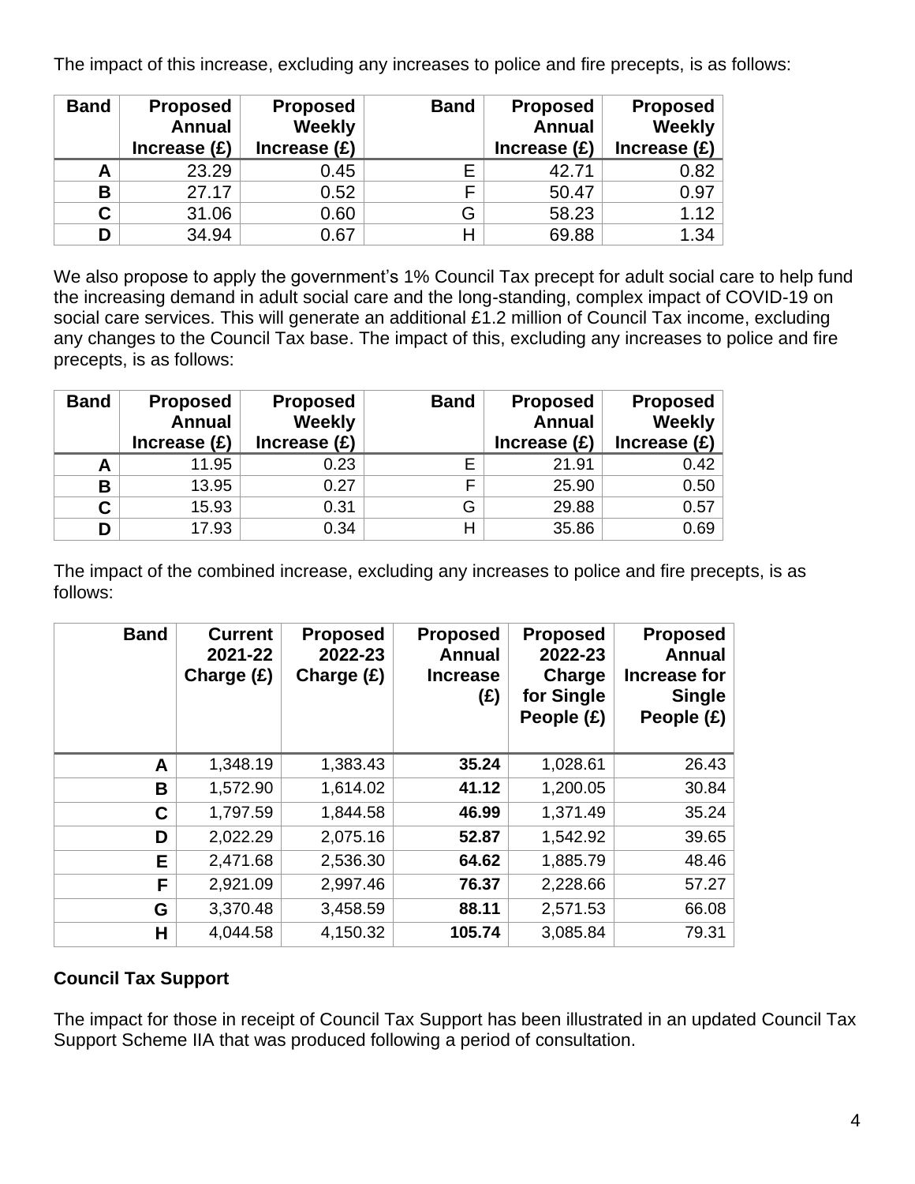The impact of this increase, excluding any increases to police and fire precepts, is as follows:

| Band | Proposed Annual Increase (£) | Proposed Weekly Increase (£) | Band | Proposed Annual Increase (£) | Proposed Weekly Increase (£) |
|---|---|---|---|---|---|
| A | 23.29 | 0.45 | E | 42.71 | 0.82 |
| B | 27.17 | 0.52 | F | 50.47 | 0.97 |
| C | 31.06 | 0.60 | G | 58.23 | 1.12 |
| D | 34.94 | 0.67 | H | 69.88 | 1.34 |

We also propose to apply the government's 1% Council Tax precept for adult social care to help fund the increasing demand in adult social care and the long-standing, complex impact of COVID-19 on social care services. This will generate an additional £1.2 million of Council Tax income, excluding any changes to the Council Tax base. The impact of this, excluding any increases to police and fire precepts, is as follows:

| Band | Proposed Annual Increase (£) | Proposed Weekly Increase (£) | Band | Proposed Annual Increase (£) | Proposed Weekly Increase (£) |
|---|---|---|---|---|---|
| A | 11.95 | 0.23 | E | 21.91 | 0.42 |
| B | 13.95 | 0.27 | F | 25.90 | 0.50 |
| C | 15.93 | 0.31 | G | 29.88 | 0.57 |
| D | 17.93 | 0.34 | H | 35.86 | 0.69 |

The impact of the combined increase, excluding any increases to police and fire precepts, is as follows:

| Band | Current 2021-22 Charge (£) | Proposed 2022-23 Charge (£) | Proposed Annual Increase (£) | Proposed 2022-23 Charge for Single People (£) | Proposed Annual Increase for Single People (£) |
|---|---|---|---|---|---|
| A | 1,348.19 | 1,383.43 | **35.24** | 1,028.61 | 26.43 |
| B | 1,572.90 | 1,614.02 | **41.12** | 1,200.05 | 30.84 |
| C | 1,797.59 | 1,844.58 | **46.99** | 1,371.49 | 35.24 |
| D | 2,022.29 | 2,075.16 | **52.87** | 1,542.92 | 39.65 |
| E | 2,471.68 | 2,536.30 | **64.62** | 1,885.79 | 48.46 |
| F | 2,921.09 | 2,997.46 | **76.37** | 2,228.66 | 57.27 |
| G | 3,370.48 | 3,458.59 | **88.11** | 2,571.53 | 66.08 |
| H | 4,044.58 | 4,150.32 | **105.74** | 3,085.84 | 79.31 |

**Council Tax Support**

The impact for those in receipt of Council Tax Support has been illustrated in an updated Council Tax Support Scheme IIA that was produced following a period of consultation.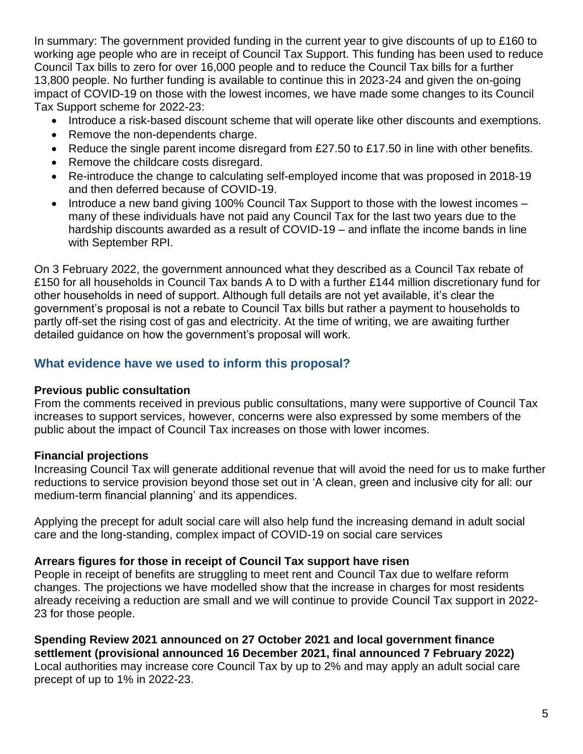In summary: The government provided funding in the current year to give discounts of up to £160 to working age people who are in receipt of Council Tax Support. This funding has been used to reduce Council Tax bills to zero for over 16,000 people and to reduce the Council Tax bills for a further 13,800 people. No further funding is available to continue this in 2023-24 and given the on-going impact of COVID-19 on those with the lowest incomes, we have made some changes to its Council Tax Support scheme for 2022-23:

- Introduce a risk-based discount scheme that will operate like other discounts and exemptions.
- Remove the non-dependents charge.
- Reduce the single parent income disregard from £27.50 to £17.50 in line with other benefits.
- Remove the childcare costs disregard.
- Re-introduce the change to calculating self-employed income that was proposed in 2018-19 and then deferred because of COVID-19.
- Introduce a new band giving 100% Council Tax Support to those with the lowest incomes – many of these individuals have not paid any Council Tax for the last two years due to the hardship discounts awarded as a result of COVID-19 – and inflate the income bands in line with September RPI.

On 3 February 2022, the government announced what they described as a Council Tax rebate of £150 for all households in Council Tax bands A to D with a further £144 million discretionary fund for other households in need of support. Although full details are not yet available, it's clear the government's proposal is not a rebate to Council Tax bills but rather a payment to households to partly off-set the rising cost of gas and electricity. At the time of writing, we are awaiting further detailed guidance on how the government's proposal will work.

## What evidence have we used to inform this proposal?

**Previous public consultation**
From the comments received in previous public consultations, many were supportive of Council Tax increases to support services, however, concerns were also expressed by some members of the public about the impact of Council Tax increases on those with lower incomes.

**Financial projections**
Increasing Council Tax will generate additional revenue that will avoid the need for us to make further reductions to service provision beyond those set out in 'A clean, green and inclusive city for all: our medium-term financial planning' and its appendices.

Applying the precept for adult social care will also help fund the increasing demand in adult social care and the long-standing, complex impact of COVID-19 on social care services

**Arrears figures for those in receipt of Council Tax support have risen**
People in receipt of benefits are struggling to meet rent and Council Tax due to welfare reform changes. The projections we have modelled show that the increase in charges for most residents already receiving a reduction are small and we will continue to provide Council Tax support in 2022-23 for those people.

**Spending Review 2021 announced on 27 October 2021 and local government finance settlement (provisional announced 16 December 2021, final announced 7 February 2022)**
Local authorities may increase core Council Tax by up to 2% and may apply an adult social care precept of up to 1% in 2022-23.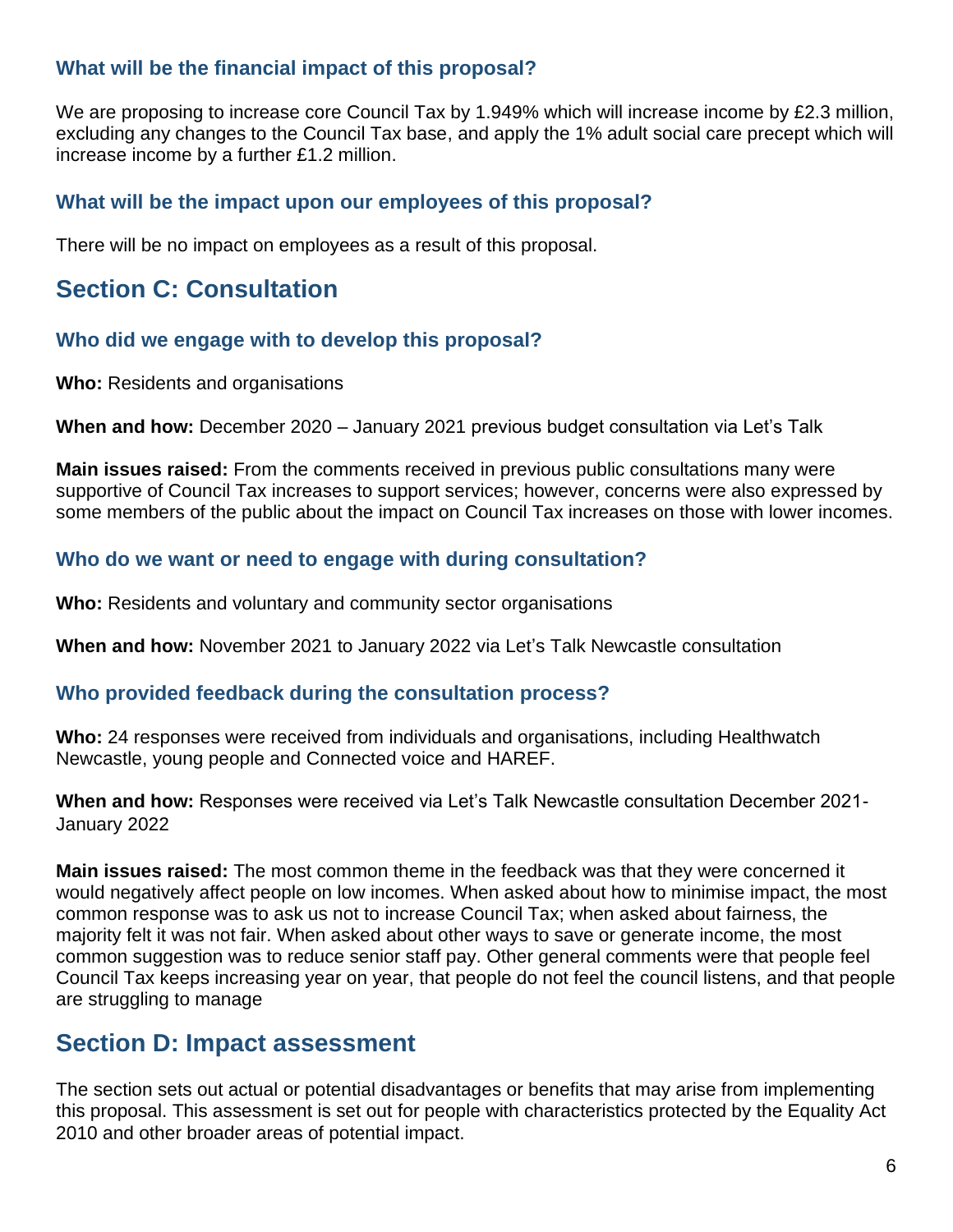### What will be the financial impact of this proposal?

We are proposing to increase core Council Tax by 1.949% which will increase income by £2.3 million, excluding any changes to the Council Tax base, and apply the 1% adult social care precept which will increase income by a further £1.2 million.

### What will be the impact upon our employees of this proposal?

There will be no impact on employees as a result of this proposal.

## Section C: Consultation

### Who did we engage with to develop this proposal?

**Who:** Residents and organisations

**When and how:** December 2020 – January 2021 previous budget consultation via Let's Talk

**Main issues raised:** From the comments received in previous public consultations many were supportive of Council Tax increases to support services; however, concerns were also expressed by some members of the public about the impact on Council Tax increases on those with lower incomes.

### Who do we want or need to engage with during consultation?

**Who:** Residents and voluntary and community sector organisations

**When and how:** November 2021 to January 2022 via Let's Talk Newcastle consultation

### Who provided feedback during the consultation process?

**Who:** 24 responses were received from individuals and organisations, including Healthwatch Newcastle, young people and Connected voice and HAREF.

**When and how:** Responses were received via Let's Talk Newcastle consultation December 2021-January 2022

**Main issues raised:** The most common theme in the feedback was that they were concerned it would negatively affect people on low incomes. When asked about how to minimise impact, the most common response was to ask us not to increase Council Tax; when asked about fairness, the majority felt it was not fair. When asked about other ways to save or generate income, the most common suggestion was to reduce senior staff pay. Other general comments were that people feel Council Tax keeps increasing year on year, that people do not feel the council listens, and that people are struggling to manage

## Section D: Impact assessment

The section sets out actual or potential disadvantages or benefits that may arise from implementing this proposal. This assessment is set out for people with characteristics protected by the Equality Act 2010 and other broader areas of potential impact.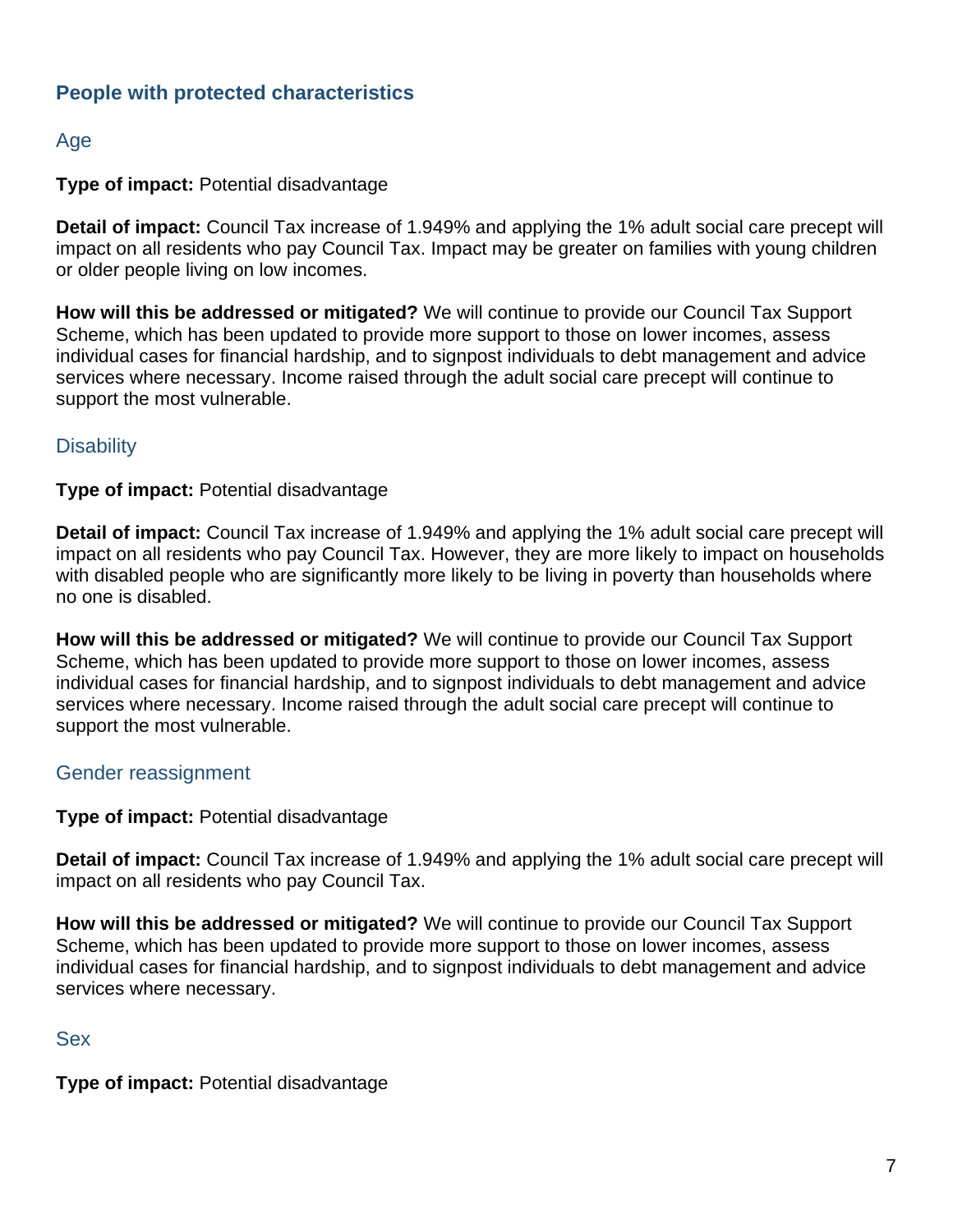## People with protected characteristics

### Age

**Type of impact:** Potential disadvantage

**Detail of impact:** Council Tax increase of 1.949% and applying the 1% adult social care precept will impact on all residents who pay Council Tax. Impact may be greater on families with young children or older people living on low incomes.

**How will this be addressed or mitigated?** We will continue to provide our Council Tax Support Scheme, which has been updated to provide more support to those on lower incomes, assess individual cases for financial hardship, and to signpost individuals to debt management and advice services where necessary. Income raised through the adult social care precept will continue to support the most vulnerable.

### Disability

**Type of impact:** Potential disadvantage

**Detail of impact:** Council Tax increase of 1.949% and applying the 1% adult social care precept will impact on all residents who pay Council Tax. However, they are more likely to impact on households with disabled people who are significantly more likely to be living in poverty than households where no one is disabled.

**How will this be addressed or mitigated?** We will continue to provide our Council Tax Support Scheme, which has been updated to provide more support to those on lower incomes, assess individual cases for financial hardship, and to signpost individuals to debt management and advice services where necessary. Income raised through the adult social care precept will continue to support the most vulnerable.

### Gender reassignment

**Type of impact:** Potential disadvantage

**Detail of impact:** Council Tax increase of 1.949% and applying the 1% adult social care precept will impact on all residents who pay Council Tax.

**How will this be addressed or mitigated?** We will continue to provide our Council Tax Support Scheme, which has been updated to provide more support to those on lower incomes, assess individual cases for financial hardship, and to signpost individuals to debt management and advice services where necessary.

### Sex

**Type of impact:** Potential disadvantage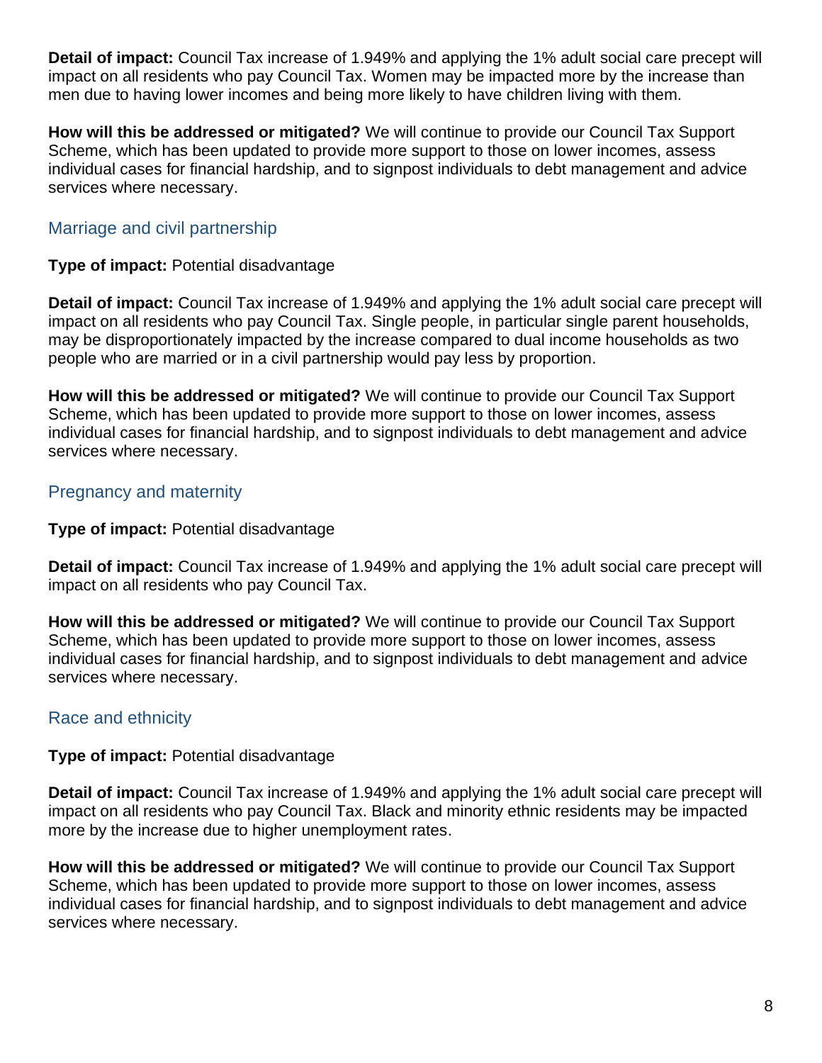**Detail of impact:** Council Tax increase of 1.949% and applying the 1% adult social care precept will impact on all residents who pay Council Tax. Women may be impacted more by the increase than men due to having lower incomes and being more likely to have children living with them.

**How will this be addressed or mitigated?** We will continue to provide our Council Tax Support Scheme, which has been updated to provide more support to those on lower incomes, assess individual cases for financial hardship, and to signpost individuals to debt management and advice services where necessary.

### Marriage and civil partnership

**Type of impact:** Potential disadvantage

**Detail of impact:** Council Tax increase of 1.949% and applying the 1% adult social care precept will impact on all residents who pay Council Tax. Single people, in particular single parent households, may be disproportionately impacted by the increase compared to dual income households as two people who are married or in a civil partnership would pay less by proportion.

**How will this be addressed or mitigated?** We will continue to provide our Council Tax Support Scheme, which has been updated to provide more support to those on lower incomes, assess individual cases for financial hardship, and to signpost individuals to debt management and advice services where necessary.

### Pregnancy and maternity

**Type of impact:** Potential disadvantage

**Detail of impact:** Council Tax increase of 1.949% and applying the 1% adult social care precept will impact on all residents who pay Council Tax.

**How will this be addressed or mitigated?** We will continue to provide our Council Tax Support Scheme, which has been updated to provide more support to those on lower incomes, assess individual cases for financial hardship, and to signpost individuals to debt management and advice services where necessary.

### Race and ethnicity

**Type of impact:** Potential disadvantage

**Detail of impact:** Council Tax increase of 1.949% and applying the 1% adult social care precept will impact on all residents who pay Council Tax. Black and minority ethnic residents may be impacted more by the increase due to higher unemployment rates.

**How will this be addressed or mitigated?** We will continue to provide our Council Tax Support Scheme, which has been updated to provide more support to those on lower incomes, assess individual cases for financial hardship, and to signpost individuals to debt management and advice services where necessary.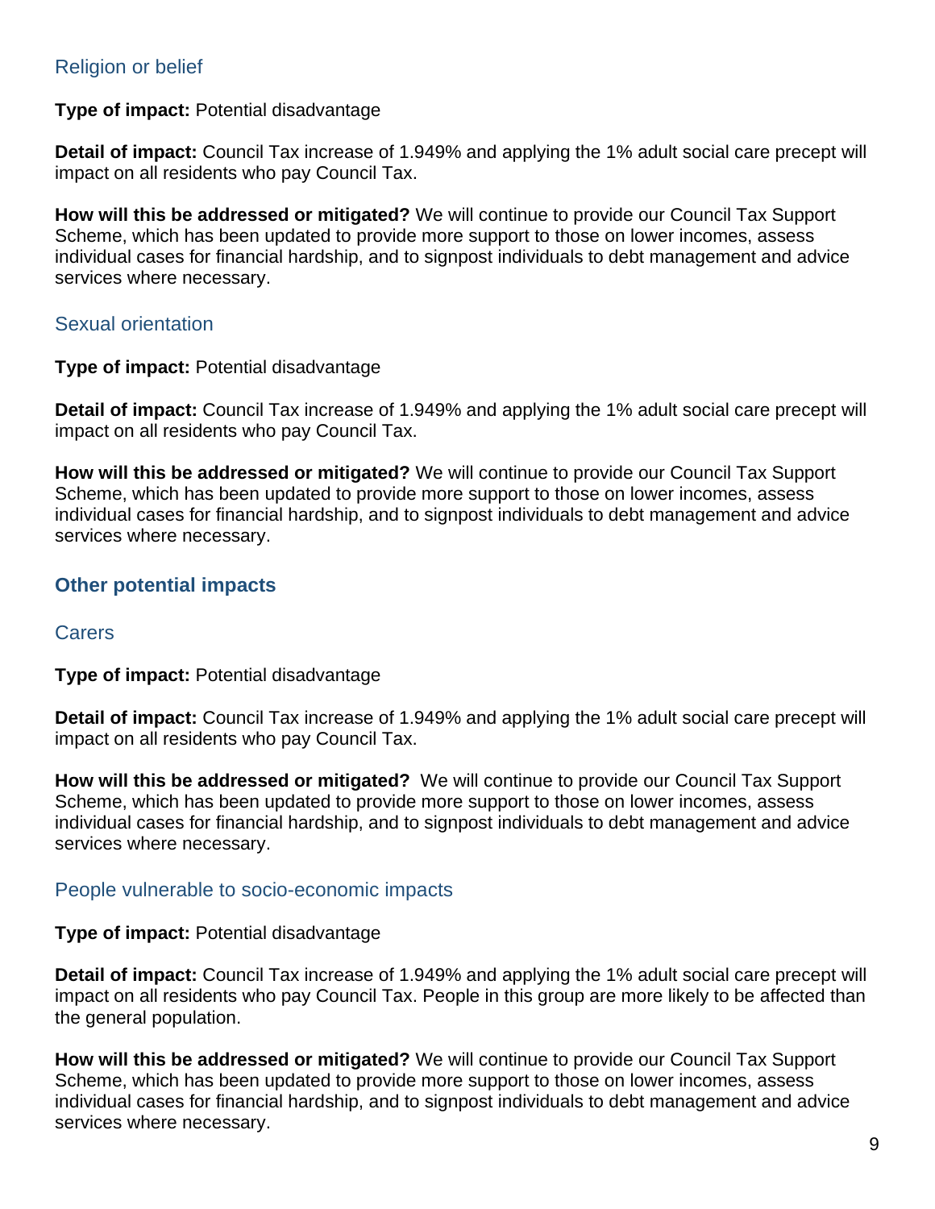### Religion or belief

**Type of impact:** Potential disadvantage

**Detail of impact:** Council Tax increase of 1.949% and applying the 1% adult social care precept will impact on all residents who pay Council Tax.

**How will this be addressed or mitigated?** We will continue to provide our Council Tax Support Scheme, which has been updated to provide more support to those on lower incomes, assess individual cases for financial hardship, and to signpost individuals to debt management and advice services where necessary.

### Sexual orientation

**Type of impact:** Potential disadvantage

**Detail of impact:** Council Tax increase of 1.949% and applying the 1% adult social care precept will impact on all residents who pay Council Tax.

**How will this be addressed or mitigated?** We will continue to provide our Council Tax Support Scheme, which has been updated to provide more support to those on lower incomes, assess individual cases for financial hardship, and to signpost individuals to debt management and advice services where necessary.

## Other potential impacts

### Carers

**Type of impact:** Potential disadvantage

**Detail of impact:** Council Tax increase of 1.949% and applying the 1% adult social care precept will impact on all residents who pay Council Tax.

**How will this be addressed or mitigated?** We will continue to provide our Council Tax Support Scheme, which has been updated to provide more support to those on lower incomes, assess individual cases for financial hardship, and to signpost individuals to debt management and advice services where necessary.

### People vulnerable to socio-economic impacts

**Type of impact:** Potential disadvantage

**Detail of impact:** Council Tax increase of 1.949% and applying the 1% adult social care precept will impact on all residents who pay Council Tax. People in this group are more likely to be affected than the general population.

**How will this be addressed or mitigated?** We will continue to provide our Council Tax Support Scheme, which has been updated to provide more support to those on lower incomes, assess individual cases for financial hardship, and to signpost individuals to debt management and advice services where necessary.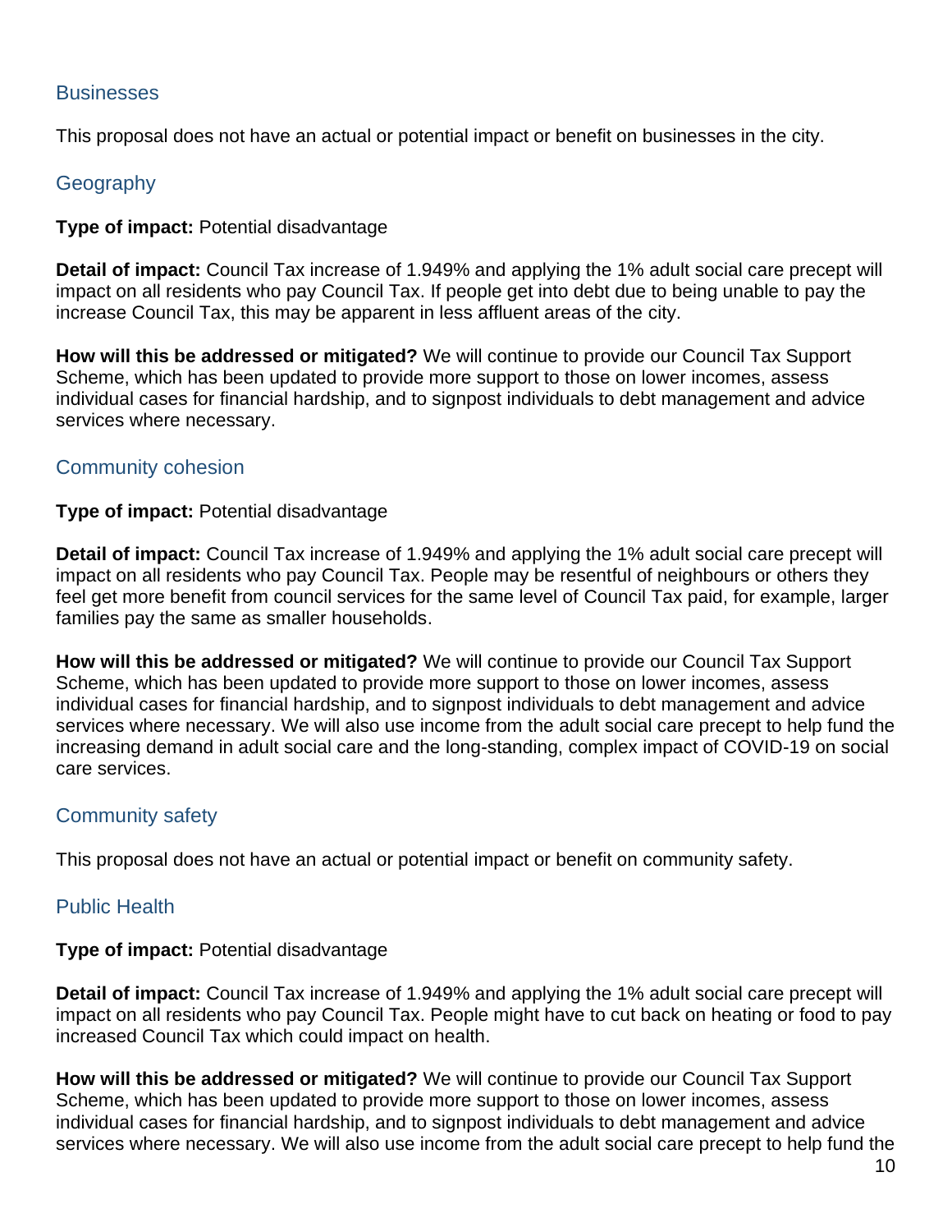## Businesses

This proposal does not have an actual or potential impact or benefit on businesses in the city.

## Geography

**Type of impact:** Potential disadvantage

**Detail of impact:** Council Tax increase of 1.949% and applying the 1% adult social care precept will impact on all residents who pay Council Tax. If people get into debt due to being unable to pay the increase Council Tax, this may be apparent in less affluent areas of the city.

**How will this be addressed or mitigated?** We will continue to provide our Council Tax Support Scheme, which has been updated to provide more support to those on lower incomes, assess individual cases for financial hardship, and to signpost individuals to debt management and advice services where necessary.

## Community cohesion

**Type of impact:** Potential disadvantage

**Detail of impact:** Council Tax increase of 1.949% and applying the 1% adult social care precept will impact on all residents who pay Council Tax. People may be resentful of neighbours or others they feel get more benefit from council services for the same level of Council Tax paid, for example, larger families pay the same as smaller households.

**How will this be addressed or mitigated?** We will continue to provide our Council Tax Support Scheme, which has been updated to provide more support to those on lower incomes, assess individual cases for financial hardship, and to signpost individuals to debt management and advice services where necessary. We will also use income from the adult social care precept to help fund the increasing demand in adult social care and the long-standing, complex impact of COVID-19 on social care services.

## Community safety

This proposal does not have an actual or potential impact or benefit on community safety.

## Public Health

**Type of impact:** Potential disadvantage

**Detail of impact:** Council Tax increase of 1.949% and applying the 1% adult social care precept will impact on all residents who pay Council Tax. People might have to cut back on heating or food to pay increased Council Tax which could impact on health.

**How will this be addressed or mitigated?** We will continue to provide our Council Tax Support Scheme, which has been updated to provide more support to those on lower incomes, assess individual cases for financial hardship, and to signpost individuals to debt management and advice services where necessary. We will also use income from the adult social care precept to help fund the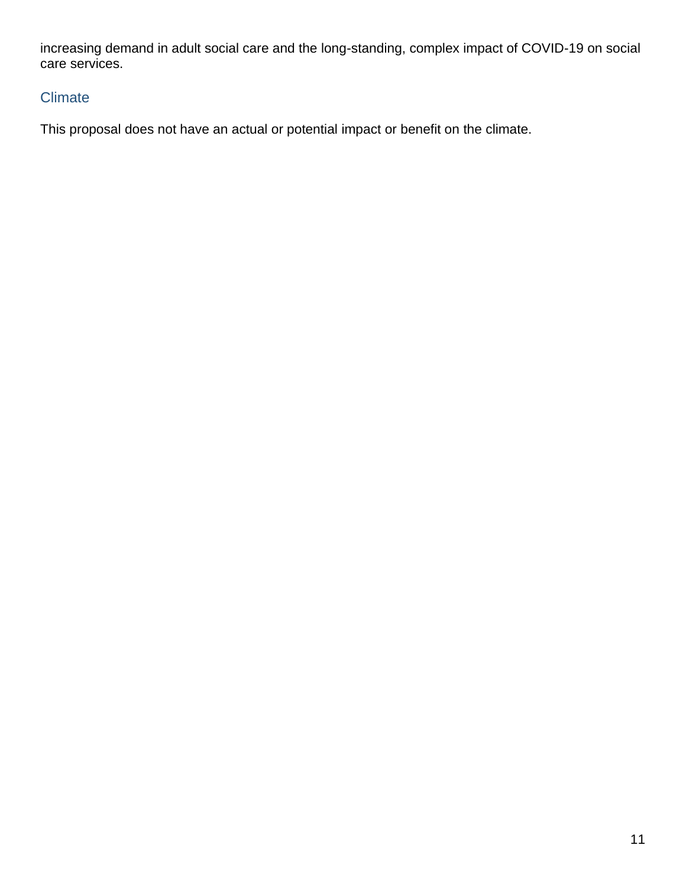increasing demand in adult social care and the long-standing, complex impact of COVID-19 on social care services.

## Climate

This proposal does not have an actual or potential impact or benefit on the climate.